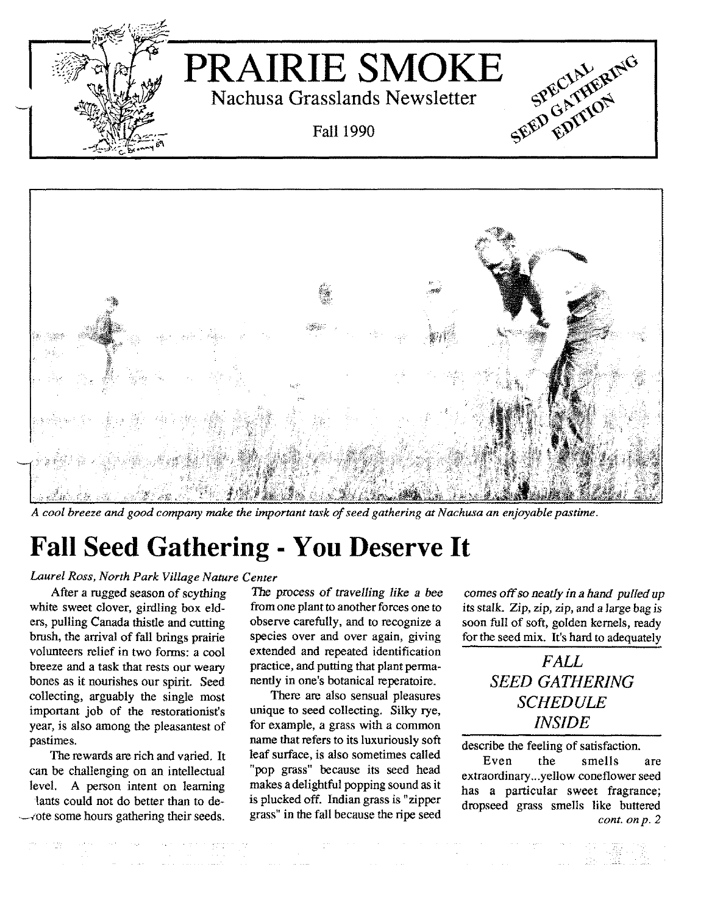# PRAIRIE SMOKE

Nachusa Grasslands Newsletter

Fall 1990

SPECIAL SEED GATHERING EDITION

*A cool breeze and good company make the important task of seed gathering at Nachusa an enjoyable pastime.*

## Fall Seed Gathering - You Deserve It

*Laurel Ross, North Park Village Nature Center*

After a rugged season of scything white sweet clover, girdling box elders, pulling Canada thistle and cutting brush, the arrival of fall brings prairie volunteers relief in two forms: a cool breeze and a task that rests our weary bones as it nourishes our spirit. Seed collecting, arguably the single most important job of the restorationist's year, is also among the pleasantest of pastimes.

The rewards are rich and varied. It can be challenging on an intellectual level. A person intent on learning lants could not do better than to devote some hours gathering their seeds. The process of travelling like a bee from one plant to another forces one to observe carefully, and to recognize a species over and over again, giving extended and repeated identification practice, and putting that plant permanently in one's botanical reperatoire.

There are also sensual pleasures unique to seed collecting. Silky rye, for example, a grass with a common name that refers to its luxuriously soft leaf surface, is also sometimes called "pop grass" because its seed head makes a delightful popping sound as it is plucked off. Indian grass is "zipper grass" in the fall because the ripe seed comes off so neatly in a hand pulled up its stalk. Zip, zip, zip, and a large bag is soon full of soft, golden kernels, ready for the seed mix. It's hard to adequately describe the feeling of satisfaction.

Even the smells are extraordinary...yellow coneflower seed has a particular sweet fragrance; dropseed grass smells like buttered

*cont. on p. 2*

### *FALL SEED GATHERING SCHEDULE INSIDE*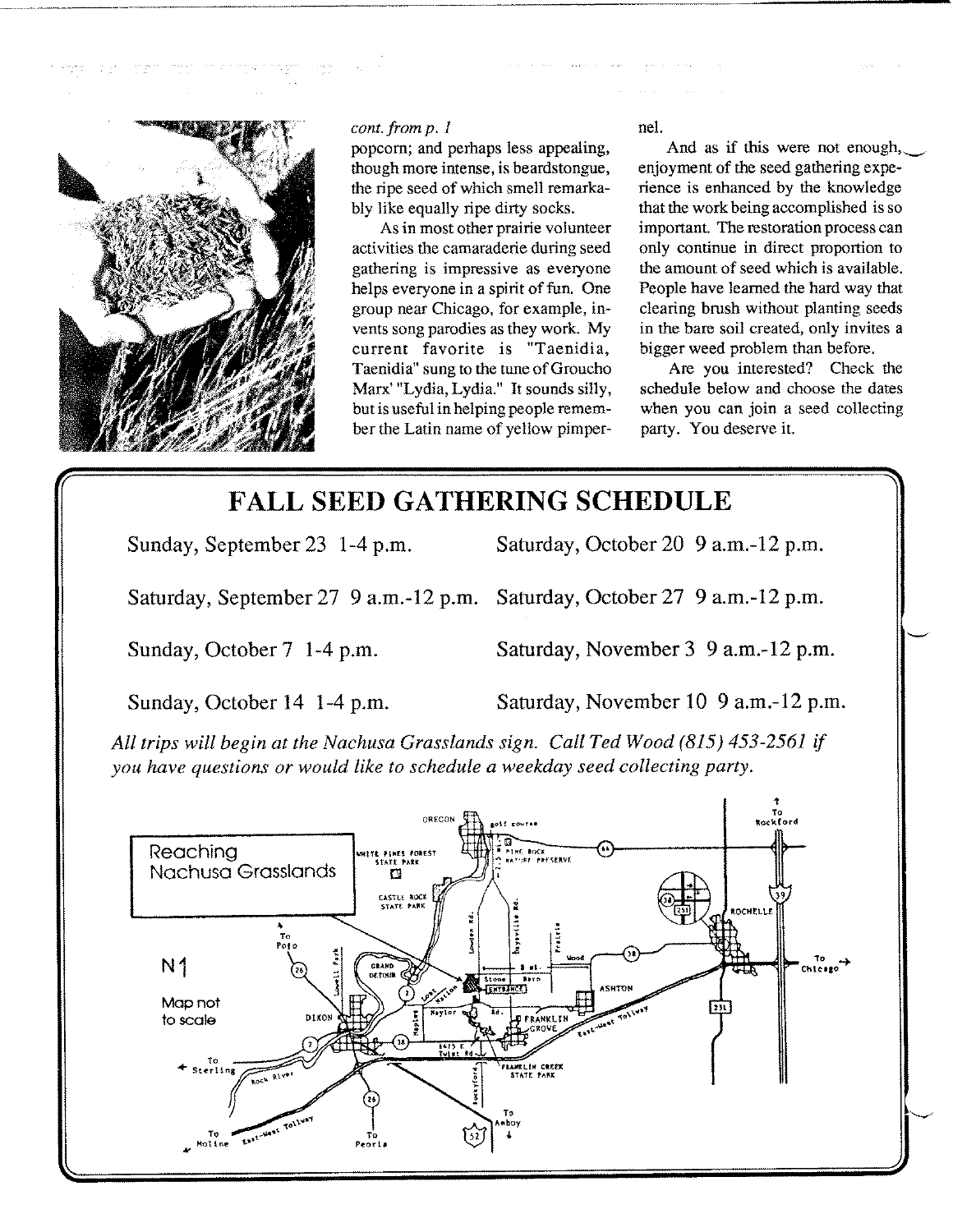*cont. from p. 1*

popcorn; and perhaps less appealing, though more intense, is beardstongue, the ripe seed of which smell remarkably like equally ripe dirty socks.

As in most other prairie volunteer activities the camaraderie during seed gathering is impressive as everyone helps everyone in a spirit of fun. One group near Chicago, for example, invents song parodies as they work. My current favorite is "Taenidia, Taenidia" sung to the tune of Groucho Marx' "Lydia, Lydia." It sounds silly, but is useful in helping people remember the Latin name of yellow pimpernel.

And as if this were not enough, enjoyment of the seed gathering experience is enhanced by the knowledge that the work being accomplished is so important. The restoration process can only continue in direct proportion to the amount of seed which is available. People have learned the hard way that clearing brush without planting seeds in the bare soil created, only invites a bigger weed problem than before.

Are you interested? Check the schedule below and choose the dates when you can join a seed collecting party. You deserve it.

## FALL SEED GATHERING SCHEDULE

| | |
|---|---|
| Sunday, September 23 1-4 p.m. | Saturday, October 20 9 a.m.-12 p.m. |
| Saturday, September 27 9 a.m.-12 p.m. | Saturday, October 27 9 a.m.-12 p.m. |
| Sunday, October 7 1-4 p.m. | Saturday, November 3 9 a.m.-12 p.m. |
| Sunday, October 14 1-4 p.m. | Saturday, November 10 9 a.m.-12 p.m. |

*All trips will begin at the Nachusa Grasslands sign. Call Ted Wood (815) 453-2561 if you have questions or would like to schedule a weekday seed collecting party.*

Reaching Nachusa Grasslands

N

Map not to scale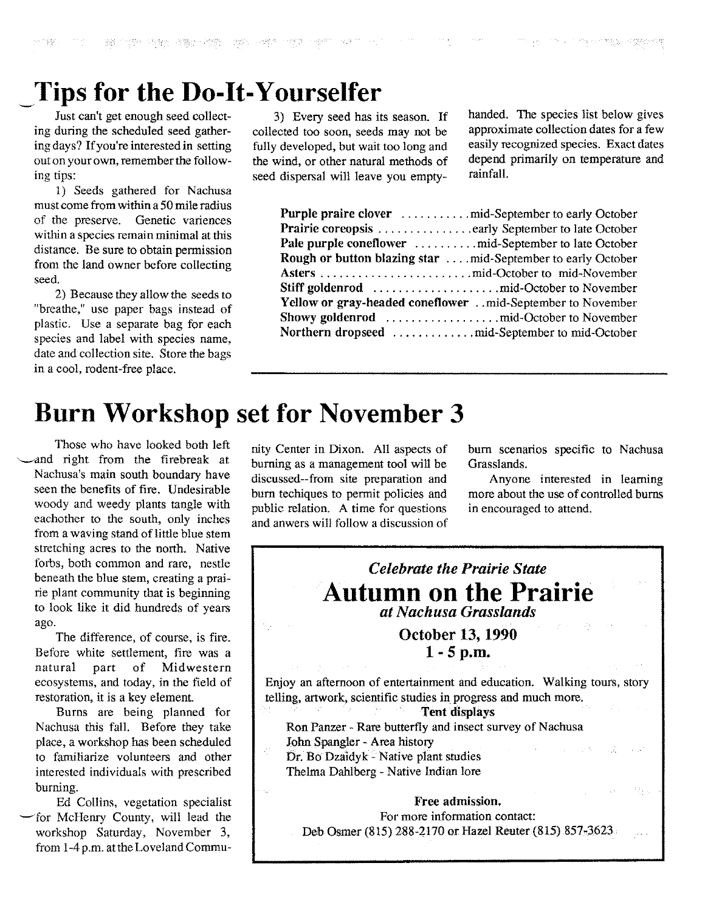# Tips for the Do-It-Yourselfer

Just can't get enough seed collecting during the scheduled seed gathering days? If you're interested in setting out on your own, remember the following tips:

1) Seeds gathered for Nachusa must come from within a 50 mile radius of the preserve. Genetic variences within a species remain minimal at this distance. Be sure to obtain permission from the land owner before collecting seed.

2) Because they allow the seeds to "breathe," use paper bags instead of plastic. Use a separate bag for each species and label with species name, date and collection site. Store the bags in a cool, rodent-free place.

3) Every seed has its season. If collected too soon, seeds may not be fully developed, but wait too long and the wind, or other natural methods of seed dispersal will leave you empty-handed. The species list below gives approximate collection dates for a few easily recognized species. Exact dates depend primarily on temperature and rainfall.

| Species | Collection dates |
|---|---|
| **Purple praire clover** | mid-September to early October |
| **Prairie coreopsis** | early September to late October |
| **Pale purple coneflower** | mid-September to late October |
| **Rough or button blazing star** | mid-September to early October |
| **Asters** | mid-October to mid-November |
| **Stiff goldenrod** | mid-October to November |
| **Yellow or gray-headed coneflower** | mid-September to November |
| **Showy goldenrod** | mid-October to November |
| **Northern dropseed** | mid-September to mid-October |

# Burn Workshop set for November 3

Those who have looked both left and right from the firebreak at Nachusa's main south boundary have seen the benefits of fire. Undesirable woody and weedy plants tangle with eachother to the south, only inches from a waving stand of little blue stem stretching acres to the north. Native forbs, both common and rare, nestle beneath the blue stem, creating a prairie plant community that is beginning to look like it did hundreds of years ago.

The difference, of course, is fire. Before white settlement, fire was a natural part of Midwestern ecosystems, and today, in the field of restoration, it is a key element.

Burns are being planned for Nachusa this fall. Before they take place, a workshop has been scheduled to familiarize volunteers and other interested individuals with prescribed burning.

Ed Collins, vegetation specialist for McHenry County, will lead the workshop Saturday, November 3, from 1-4 p.m. at the Loveland Community Center in Dixon. All aspects of burning as a management tool will be discussed--from site preparation and burn techiques to permit policies and public relation. A time for questions and anwers will follow a discussion of burn scenarios specific to Nachusa Grasslands.

Anyone interested in learning more about the use of controlled burns in encouraged to attend.

---

*Celebrate the Prairie State*

## Autumn on the Prairie

*at Nachusa Grasslands*

**October 13, 1990**
**1 - 5 p.m.**

Enjoy an afternoon of entertainment and education. Walking tours, story telling, artwork, scientific studies in progress and much more.

**Tent displays**

Ron Panzer - Rare butterfly and insect survey of Nachusa
John Spangler - Area history
Dr. Bo Dzaidyk - Native plant studies
Thelma Dahlberg - Native Indian lore

**Free admission.**

For more information contact:
Deb Osmer (815) 288-2170 or Hazel Reuter (815) 857-3623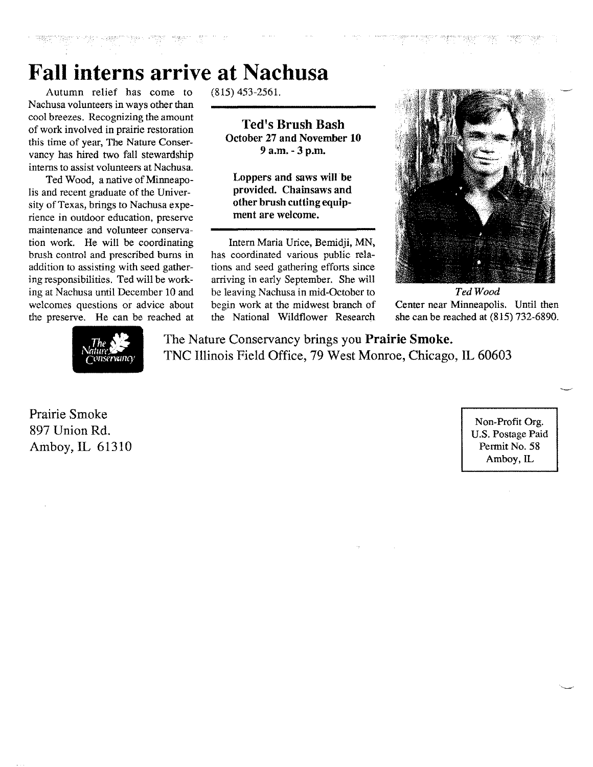# Fall interns arrive at Nachusa

Autumn relief has come to Nachusa volunteers in ways other than cool breezes. Recognizing the amount of work involved in prairie restoration this time of year, The Nature Conservancy has hired two fall stewardship interns to assist volunteers at Nachusa.

Ted Wood, a native of Minneapolis and recent graduate of the University of Texas, brings to Nachusa experience in outdoor education, preserve maintenance and volunteer conservation work. He will be coordinating brush control and prescribed burns in addition to assisting with seed gathering responsibilities. Ted will be working at Nachusa until December 10 and welcomes questions or advice about the preserve. He can be reached at (815) 453-2561.

Intern Maria Urice, Bemidji, MN, has coordinated various public relations and seed gathering efforts since arriving in early September. She will be leaving Nachusa in mid-October to begin work at the midwest branch of the National Wildflower Research Center near Minneapolis. Until then she can be reached at (815) 732-6890.

## Ted's Brush Bash

**October 27 and November 10**
**9 a.m. - 3 p.m.**

**Loppers and saws will be provided. Chainsaws and other brush cutting equipment are welcome.**

*Ted Wood*

The Nature Conservancy brings you **Prairie Smoke.**
TNC Illinois Field Office, 79 West Monroe, Chicago, IL 60603

Prairie Smoke
897 Union Rd.
Amboy, IL 61310

Non-Profit Org.
U.S. Postage Paid
Permit No. 58
Amboy, IL